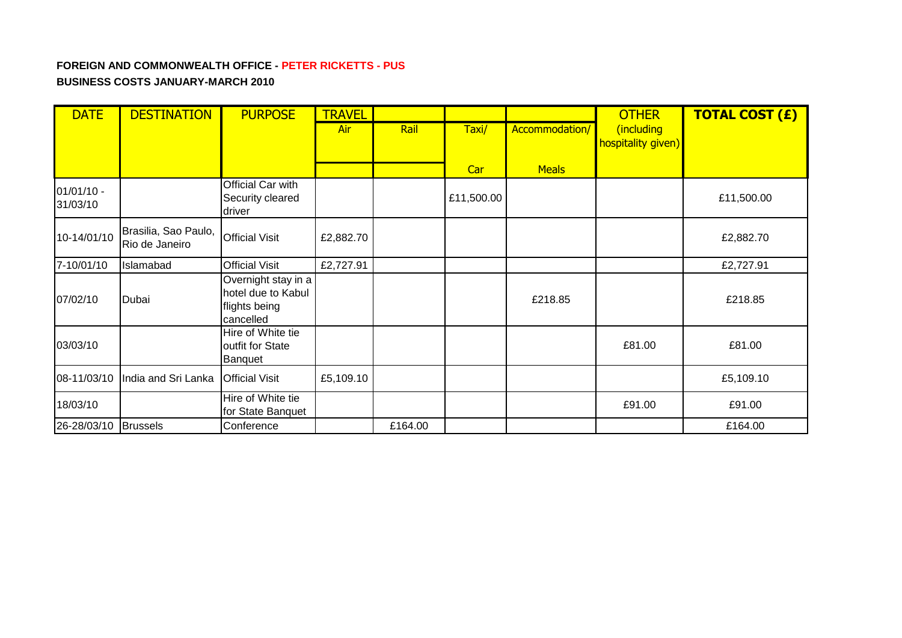**FOREIGN AND COMMONWEALTH OFFICE - PETER RICKETTS - PUS**

**BUSINESS COSTS JANUARY-MARCH 2010**

| DATE | DESTINATION | PURPOSE | TRAVEL | | | | OTHER | TOTAL COST (£) |
|---|---|---|---|---|---|---|---|---|
| | | | Air | Rail | Taxi/ Car | Accommodation/ Meals | (including hospitality given) | |
| 01/01/10 - 31/03/10 | | Official Car with Security cleared driver | | | £11,500.00 | | | £11,500.00 |
| 10-14/01/10 | Brasilia, Sao Paulo, Rio de Janeiro | Official Visit | £2,882.70 | | | | | £2,882.70 |
| 7-10/01/10 | Islamabad | Official Visit | £2,727.91 | | | | | £2,727.91 |
| 07/02/10 | Dubai | Overnight stay in a hotel due to Kabul flights being cancelled | | | | £218.85 | | £218.85 |
| 03/03/10 | | Hire of White tie outfit for State Banquet | | | | | £81.00 | £81.00 |
| 08-11/03/10 | India and Sri Lanka | Official Visit | £5,109.10 | | | | | £5,109.10 |
| 18/03/10 | | Hire of White tie for State Banquet | | | | | £91.00 | £91.00 |
| 26-28/03/10 | Brussels | Conference | | £164.00 | | | | £164.00 |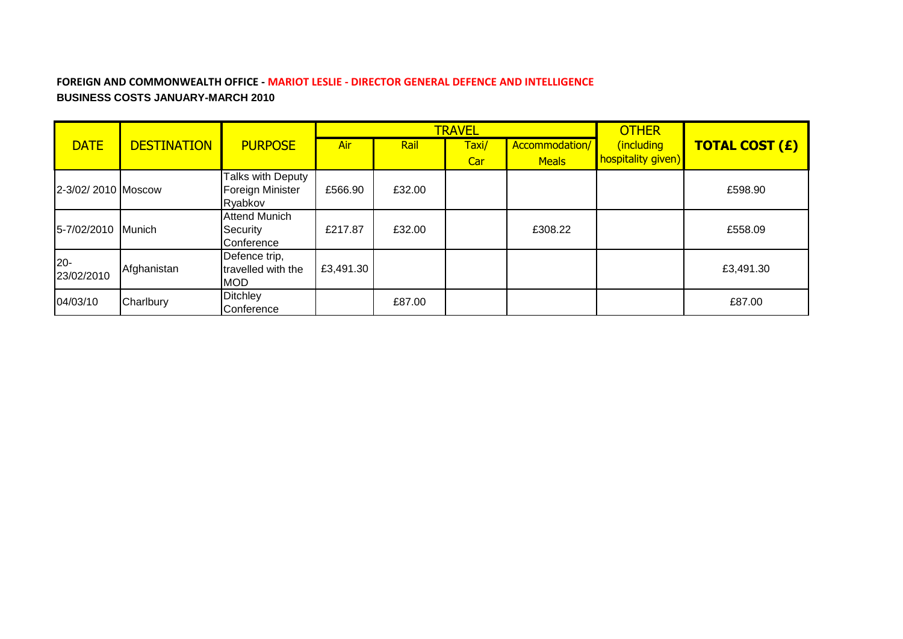**FOREIGN AND COMMONWEALTH OFFICE - MARIOT LESLIE - DIRECTOR GENERAL DEFENCE AND INTELLIGENCE**

**BUSINESS COSTS JANUARY-MARCH 2010**

| DATE | DESTINATION | PURPOSE | TRAVEL | | | | OTHER (including hospitality given) | TOTAL COST (£) |
|---|---|---|---|---|---|---|---|---|
| | | | Air | Rail | Taxi/ Car | Accommodation/ Meals | | |
| 2-3/02/ 2010 | Moscow | Talks with Deputy Foreign Minister Ryabkov | £566.90 | £32.00 | | | | £598.90 |
| 5-7/02/2010 | Munich | Attend Munich Security Conference | £217.87 | £32.00 | | £308.22 | | £558.09 |
| 20-23/02/2010 | Afghanistan | Defence trip, travelled with the MOD | £3,491.30 | | | | | £3,491.30 |
| 04/03/10 | Charlbury | Ditchley Conference | | £87.00 | | | | £87.00 |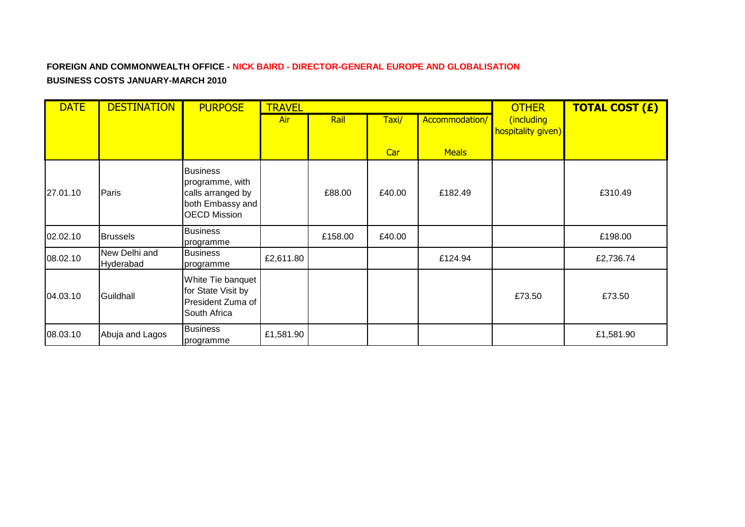**FOREIGN AND COMMONWEALTH OFFICE - NICK BAIRD - DIRECTOR-GENERAL EUROPE AND GLOBALISATION**

**BUSINESS COSTS JANUARY-MARCH 2010**

| DATE | DESTINATION | PURPOSE | TRAVEL | | | | OTHER | TOTAL COST (£) |
|---|---|---|---|---|---|---|---|---|
| | | | Air | Rail | Taxi/ Car | Accommodation/ Meals | (including hospitality given) | |
| 27.01.10 | Paris | Business programme, with calls arranged by both Embassy and OECD Mission | | £88.00 | £40.00 | £182.49 | | £310.49 |
| 02.02.10 | Brussels | Business programme | | £158.00 | £40.00 | | | £198.00 |
| 08.02.10 | New Delhi and Hyderabad | Business programme | £2,611.80 | | | £124.94 | | £2,736.74 |
| 04.03.10 | Guildhall | White Tie banquet for State Visit by President Zuma of South Africa | | | | | £73.50 | £73.50 |
| 08.03.10 | Abuja and Lagos | Business programme | £1,581.90 | | | | | £1,581.90 |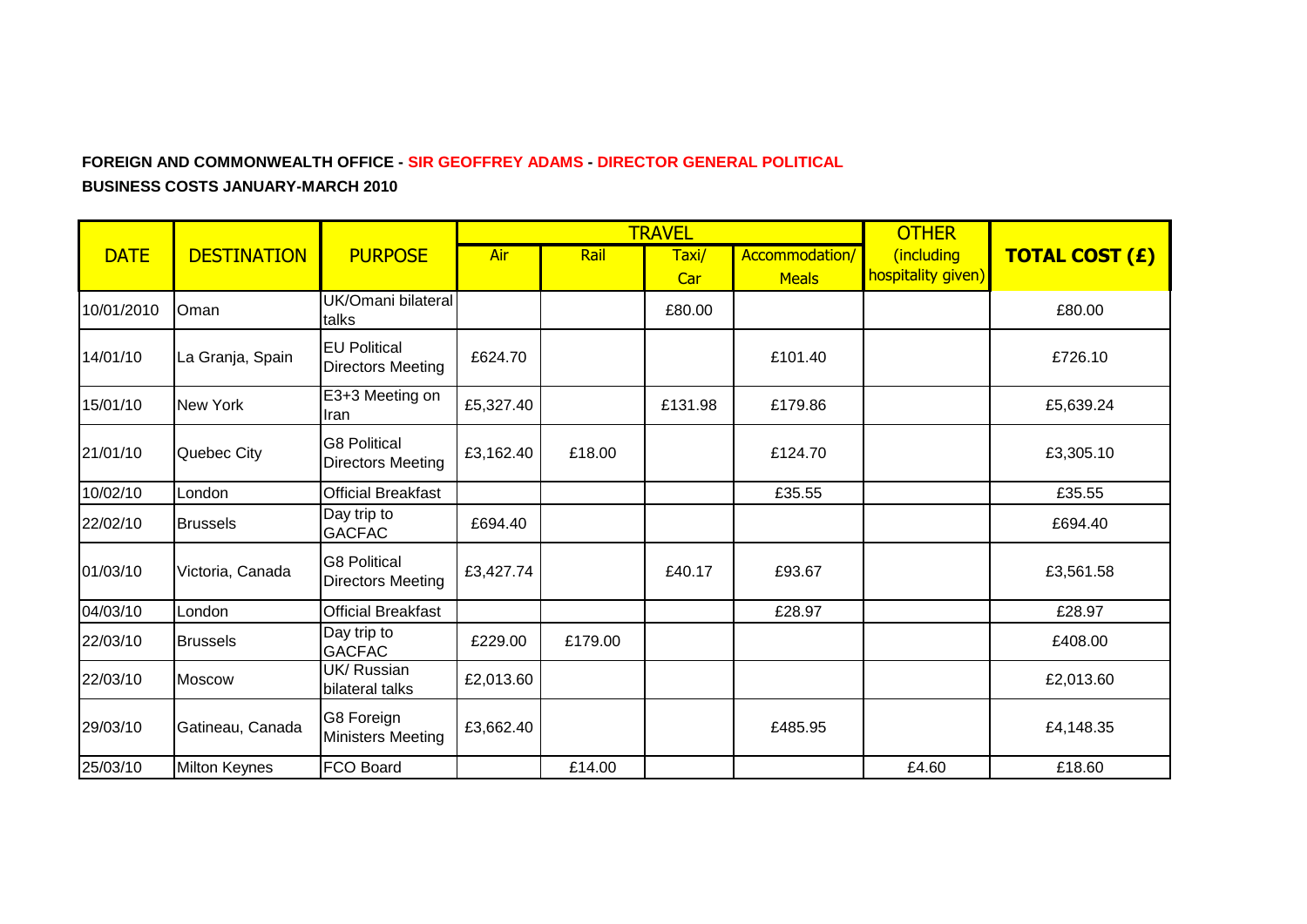**FOREIGN AND COMMONWEALTH OFFICE - SIR GEOFFREY ADAMS - DIRECTOR GENERAL POLITICAL**

**BUSINESS COSTS JANUARY-MARCH 2010**

| DATE | DESTINATION | PURPOSE | TRAVEL | | | | OTHER (including hospitality given) | TOTAL COST (£) |
|---|---|---|---|---|---|---|---|---|
| | | | Air | Rail | Taxi/ Car | Accommodation/ Meals | | |
| 10/01/2010 | Oman | UK/Omani bilateral talks | | | £80.00 | | | £80.00 |
| 14/01/10 | La Granja, Spain | EU Political Directors Meeting | £624.70 | | | £101.40 | | £726.10 |
| 15/01/10 | New York | E3+3 Meeting on Iran | £5,327.40 | | £131.98 | £179.86 | | £5,639.24 |
| 21/01/10 | Quebec City | G8 Political Directors Meeting | £3,162.40 | £18.00 | | £124.70 | | £3,305.10 |
| 10/02/10 | London | Official Breakfast | | | | £35.55 | | £35.55 |
| 22/02/10 | Brussels | Day trip to GACFAC | £694.40 | | | | | £694.40 |
| 01/03/10 | Victoria, Canada | G8 Political Directors Meeting | £3,427.74 | | £40.17 | £93.67 | | £3,561.58 |
| 04/03/10 | London | Official Breakfast | | | | £28.97 | | £28.97 |
| 22/03/10 | Brussels | Day trip to GACFAC | £229.00 | £179.00 | | | | £408.00 |
| 22/03/10 | Moscow | UK/ Russian bilateral talks | £2,013.60 | | | | | £2,013.60 |
| 29/03/10 | Gatineau, Canada | G8 Foreign Ministers Meeting | £3,662.40 | | | £485.95 | | £4,148.35 |
| 25/03/10 | Milton Keynes | FCO Board | | £14.00 | | | £4.60 | £18.60 |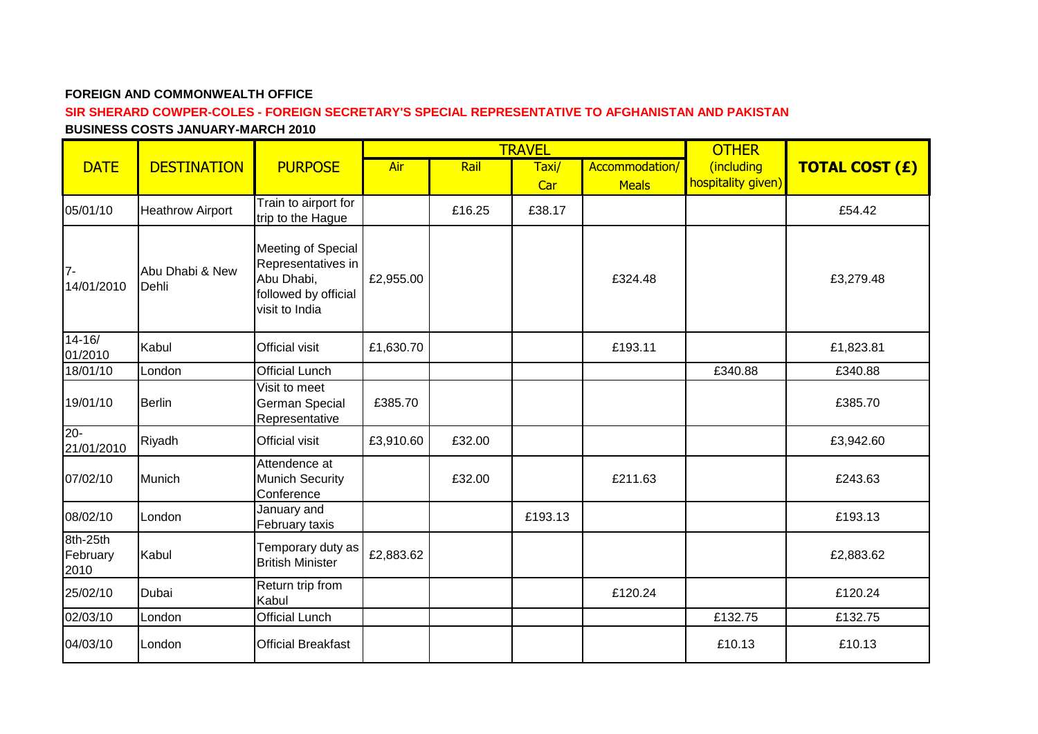**FOREIGN AND COMMONWEALTH OFFICE**

**SIR SHERARD COWPER-COLES - FOREIGN SECRETARY'S SPECIAL REPRESENTATIVE TO AFGHANISTAN AND PAKISTAN**

**BUSINESS COSTS JANUARY-MARCH 2010**

| DATE | DESTINATION | PURPOSE | TRAVEL | | | | OTHER (including hospitality given) | TOTAL COST (£) |
|---|---|---|---|---|---|---|---|---|
| | | | Air | Rail | Taxi/ Car | Accommodation/ Meals | | |
| 05/01/10 | Heathrow Airport | Train to airport for trip to the Hague | | £16.25 | £38.17 | | | £54.42 |
| 7-14/01/2010 | Abu Dhabi & New Dehli | Meeting of Special Representatives in Abu Dhabi, followed by official visit to India | £2,955.00 | | | £324.48 | | £3,279.48 |
| 14-16/ 01/2010 | Kabul | Official visit | £1,630.70 | | | £193.11 | | £1,823.81 |
| 18/01/10 | London | Official Lunch | | | | | £340.88 | £340.88 |
| 19/01/10 | Berlin | Visit to meet German Special Representative | £385.70 | | | | | £385.70 |
| 20-21/01/2010 | Riyadh | Official visit | £3,910.60 | £32.00 | | | | £3,942.60 |
| 07/02/10 | Munich | Attendence at Munich Security Conference | | £32.00 | | £211.63 | | £243.63 |
| 08/02/10 | London | January and February taxis | | | £193.13 | | | £193.13 |
| 8th-25th February 2010 | Kabul | Temporary duty as British Minister | £2,883.62 | | | | | £2,883.62 |
| 25/02/10 | Dubai | Return trip from Kabul | | | | £120.24 | | £120.24 |
| 02/03/10 | London | Official Lunch | | | | | £132.75 | £132.75 |
| 04/03/10 | London | Official Breakfast | | | | | £10.13 | £10.13 |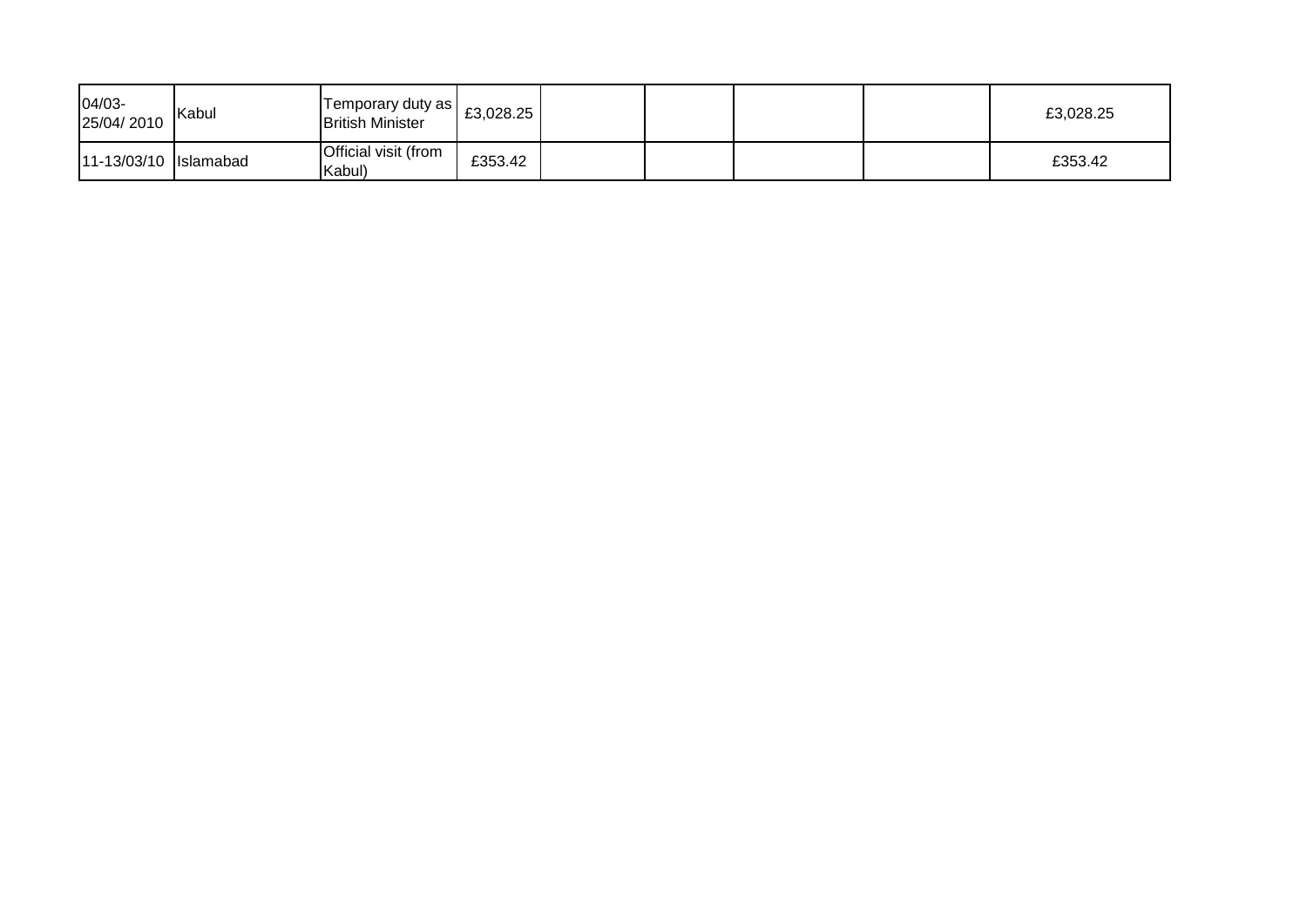| | | | | | | | | |
|---|---|---|---|---|---|---|---|---|
| 04/03-25/04/ 2010 | Kabul | Temporary duty as British Minister | £3,028.25 | | | | | £3,028.25 |
| 11-13/03/10 | Islamabad | Official visit (from Kabul) | £353.42 | | | | | £353.42 |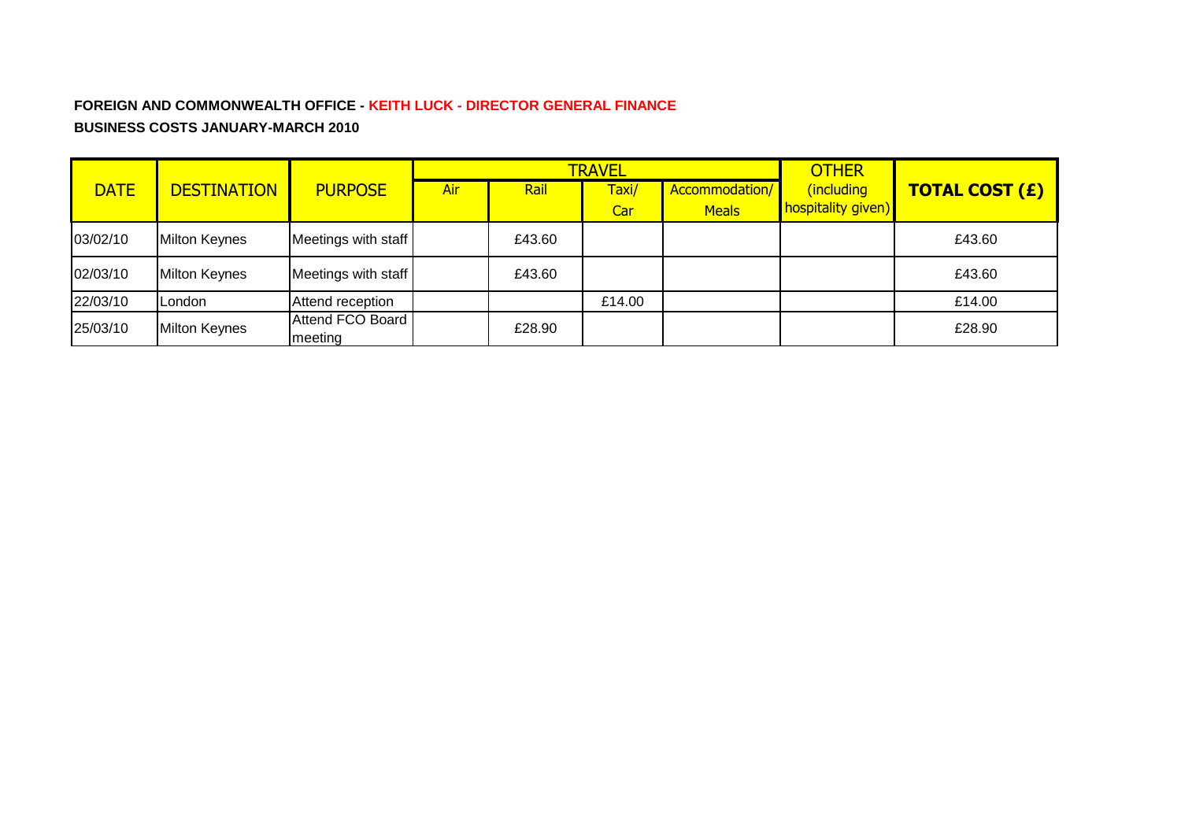**FOREIGN AND COMMONWEALTH OFFICE - KEITH LUCK - DIRECTOR GENERAL FINANCE**

**BUSINESS COSTS JANUARY-MARCH 2010**

| DATE | DESTINATION | PURPOSE | TRAVEL | | | | OTHER (including hospitality given) | TOTAL COST (£) |
|---|---|---|---|---|---|---|---|---|
| | | | Air | Rail | Taxi/ Car | Accommodation/ Meals | | |
| 03/02/10 | Milton Keynes | Meetings with staff | | £43.60 | | | | £43.60 |
| 02/03/10 | Milton Keynes | Meetings with staff | | £43.60 | | | | £43.60 |
| 22/03/10 | London | Attend reception | | | £14.00 | | | £14.00 |
| 25/03/10 | Milton Keynes | Attend FCO Board meeting | | £28.90 | | | | £28.90 |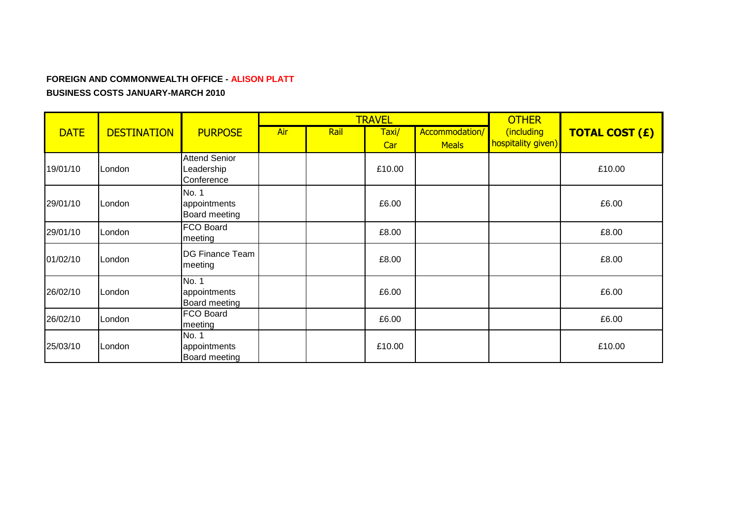**FOREIGN AND COMMONWEALTH OFFICE - ALISON PLATT**

**BUSINESS COSTS JANUARY-MARCH 2010**

| DATE | DESTINATION | PURPOSE | TRAVEL | | | | OTHER (including hospitality given) | TOTAL COST (£) |
|---|---|---|---|---|---|---|---|---|
| | | | Air | Rail | Taxi/ Car | Accommodation/ Meals | | |
| 19/01/10 | London | Attend Senior Leadership Conference | | | £10.00 | | | £10.00 |
| 29/01/10 | London | No. 1 appointments Board meeting | | | £6.00 | | | £6.00 |
| 29/01/10 | London | FCO Board meeting | | | £8.00 | | | £8.00 |
| 01/02/10 | London | DG Finance Team meeting | | | £8.00 | | | £8.00 |
| 26/02/10 | London | No. 1 appointments Board meeting | | | £6.00 | | | £6.00 |
| 26/02/10 | London | FCO Board meeting | | | £6.00 | | | £6.00 |
| 25/03/10 | London | No. 1 appointments Board meeting | | | £10.00 | | | £10.00 |